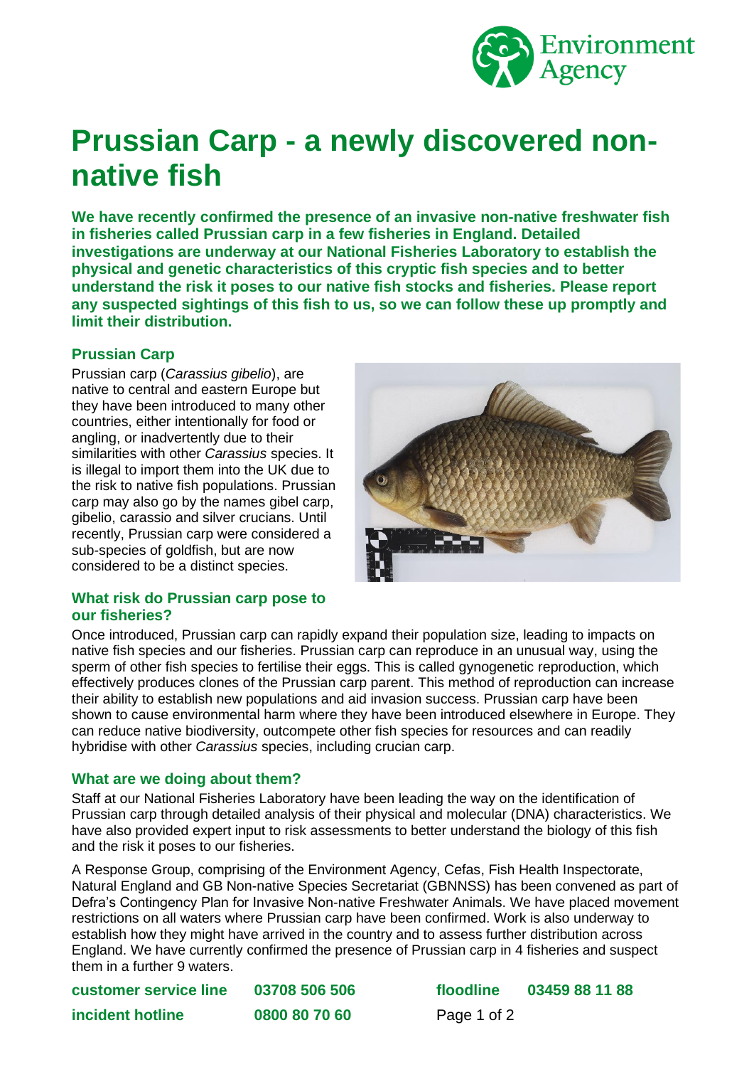# Prussian Carp - a newly discovered non-native fish

**We have recently confirmed the presence of an invasive non-native freshwater fish in fisheries called Prussian carp in a few fisheries in England. Detailed investigations are underway at our National Fisheries Laboratory to establish the physical and genetic characteristics of this cryptic fish species and to better understand the risk it poses to our native fish stocks and fisheries. Please report any suspected sightings of this fish to us, so we can follow these up promptly and limit their distribution.**

## Prussian Carp

Prussian carp (*Carassius gibelio*), are native to central and eastern Europe but they have been introduced to many other countries, either intentionally for food or angling, or inadvertently due to their similarities with other *Carassius* species. It is illegal to import them into the UK due to the risk to native fish populations. Prussian carp may also go by the names gibel carp, gibelio, carassio and silver crucians. Until recently, Prussian carp were considered a sub-species of goldfish, but are now considered to be a distinct species.

## What risk do Prussian carp pose to our fisheries?

Once introduced, Prussian carp can rapidly expand their population size, leading to impacts on native fish species and our fisheries. Prussian carp can reproduce in an unusual way, using the sperm of other fish species to fertilise their eggs. This is called gynogenetic reproduction, which effectively produces clones of the Prussian carp parent. This method of reproduction can increase their ability to establish new populations and aid invasion success. Prussian carp have been shown to cause environmental harm where they have been introduced elsewhere in Europe. They can reduce native biodiversity, outcompete other fish species for resources and can readily hybridise with other *Carassius* species, including crucian carp.

## What are we doing about them?

Staff at our National Fisheries Laboratory have been leading the way on the identification of Prussian carp through detailed analysis of their physical and molecular (DNA) characteristics. We have also provided expert input to risk assessments to better understand the biology of this fish and the risk it poses to our fisheries.

A Response Group, comprising of the Environment Agency, Cefas, Fish Health Inspectorate, Natural England and GB Non-native Species Secretariat (GBNNSS) has been convened as part of Defra's Contingency Plan for Invasive Non-native Freshwater Animals. We have placed movement restrictions on all waters where Prussian carp have been confirmed. Work is also underway to establish how they might have arrived in the country and to assess further distribution across England. We have currently confirmed the presence of Prussian carp in 4 fisheries and suspect them in a further 9 waters.

**customer service line** **03708 506 506** **floodline** **03459 88 11 88**

**incident hotline** **0800 80 70 60**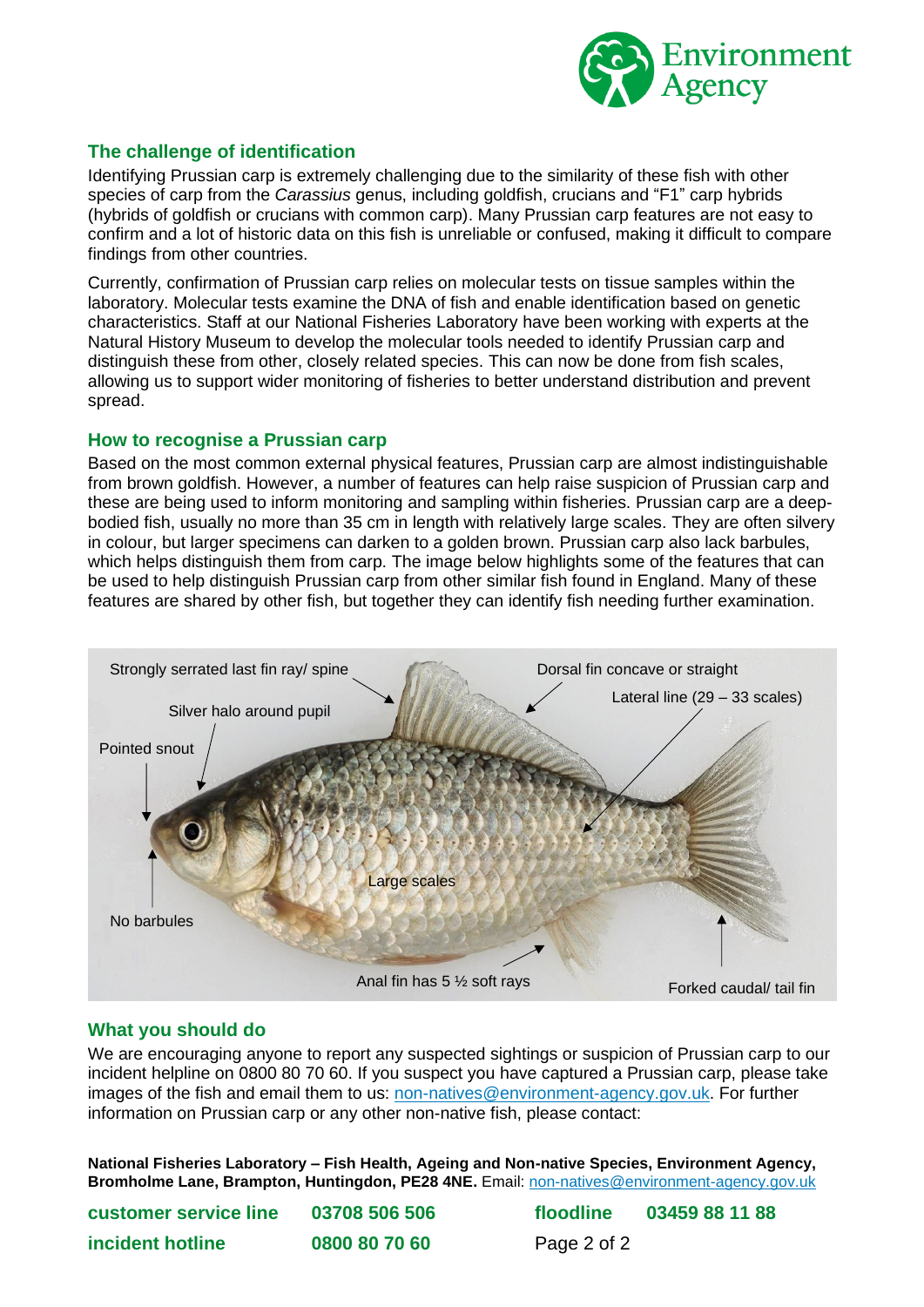## The challenge of identification

Identifying Prussian carp is extremely challenging due to the similarity of these fish with other species of carp from the *Carassius* genus, including goldfish, crucians and "F1" carp hybrids (hybrids of goldfish or crucians with common carp). Many Prussian carp features are not easy to confirm and a lot of historic data on this fish is unreliable or confused, making it difficult to compare findings from other countries.

Currently, confirmation of Prussian carp relies on molecular tests on tissue samples within the laboratory. Molecular tests examine the DNA of fish and enable identification based on genetic characteristics. Staff at our National Fisheries Laboratory have been working with experts at the Natural History Museum to develop the molecular tools needed to identify Prussian carp and distinguish these from other, closely related species. This can now be done from fish scales, allowing us to support wider monitoring of fisheries to better understand distribution and prevent spread.

## How to recognise a Prussian carp

Based on the most common external physical features, Prussian carp are almost indistinguishable from brown goldfish. However, a number of features can help raise suspicion of Prussian carp and these are being used to inform monitoring and sampling within fisheries. Prussian carp are a deep-bodied fish, usually no more than 35 cm in length with relatively large scales. They are often silvery in colour, but larger specimens can darken to a golden brown. Prussian carp also lack barbules, which helps distinguish them from carp. The image below highlights some of the features that can be used to help distinguish Prussian carp from other similar fish found in England. Many of these features are shared by other fish, but together they can identify fish needing further examination.

Strongly serrated last fin ray/ spine
Dorsal fin concave or straight
Lateral line (29 – 33 scales)
Silver halo around pupil
Pointed snout
Large scales
No barbules
Anal fin has 5 ½ soft rays
Forked caudal/ tail fin

## What you should do

We are encouraging anyone to report any suspected sightings or suspicion of Prussian carp to our incident helpline on 0800 80 70 60. If you suspect you have captured a Prussian carp, please take images of the fish and email them to us: non-natives@environment-agency.gov.uk. For further information on Prussian carp or any other non-native fish, please contact:

**National Fisheries Laboratory – Fish Health, Ageing and Non-native Species, Environment Agency, Bromholme Lane, Brampton, Huntingdon, PE28 4NE.** Email: non-natives@environment-agency.gov.uk

**customer service line** **03708 506 506**
**floodline** **03459 88 11 88**
**incident hotline** **0800 80 70 60**